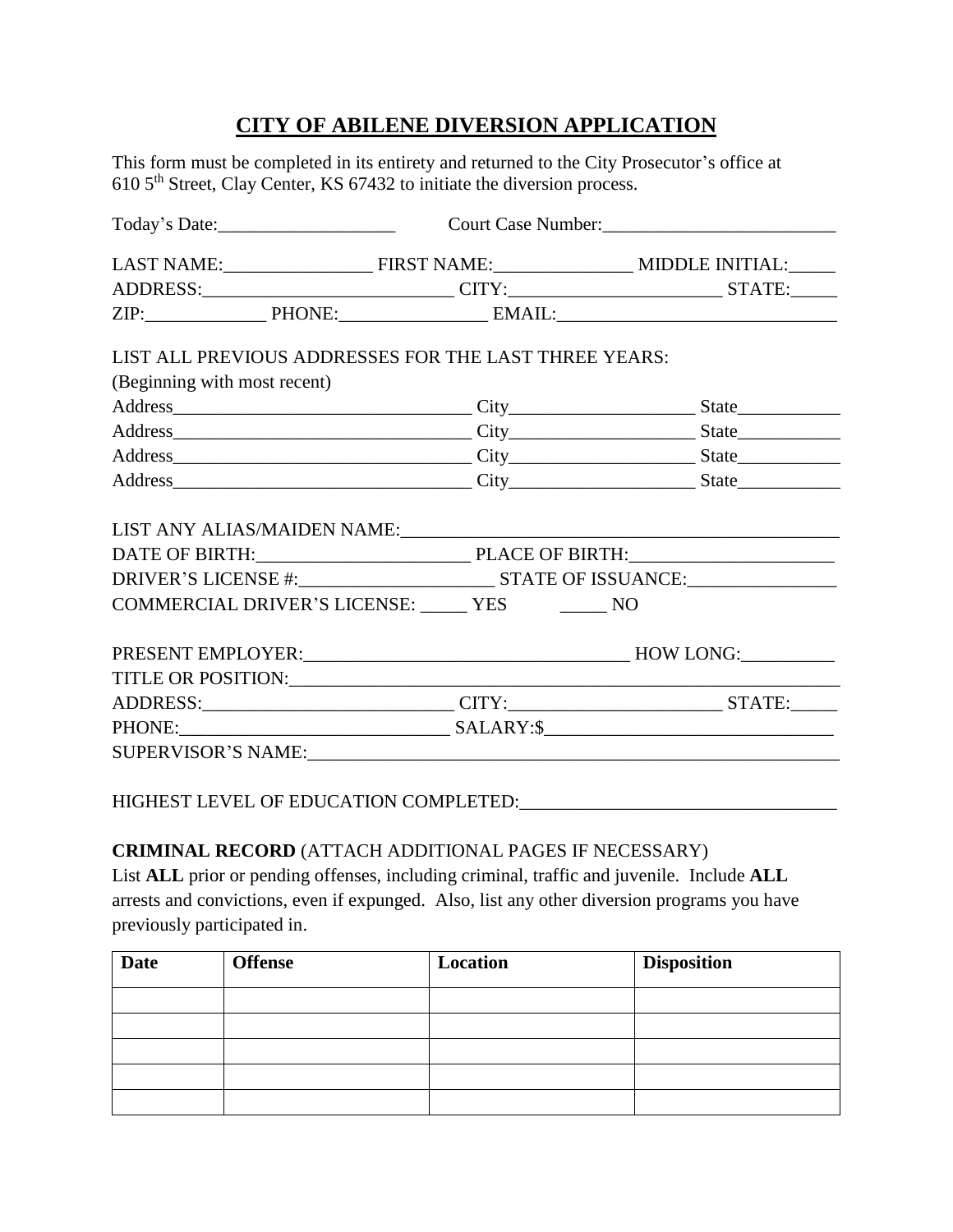# CITY OF ABILENE DIVERSION APPLICATION

This form must be completed in its entirety and returned to the City Prosecutor's office at 610 5th Street, Clay Center, KS 67432 to initiate the diversion process.

Today's Date:___________________ Court Case Number:_________________________

LAST NAME:________________ FIRST NAME:_______________ MIDDLE INITIAL:_____

ADDRESS:___________________________ CITY:______________________ STATE:_____

ZIP:_____________ PHONE:________________ EMAIL:______________________________

LIST ALL PREVIOUS ADDRESSES FOR THE LAST THREE YEARS:

(Beginning with most recent)

Address________________________________ City___________________ State___________

Address________________________________ City___________________ State___________

Address________________________________ City___________________ State___________

Address________________________________ City___________________ State___________

LIST ANY ALIAS/MAIDEN NAME:_____________________________________________

DATE OF BIRTH:______________________ PLACE OF BIRTH:_____________________

DRIVER'S LICENSE #:_____________________ STATE OF ISSUANCE:________________

COMMERCIAL DRIVER'S LICENSE: _____ YES _____ NO

PRESENT EMPLOYER:___________________________________ HOW LONG:__________

TITLE OR POSITION:_____________________________________________________________

ADDRESS:___________________________ CITY:______________________ STATE:_____

PHONE:_____________________________ SALARY:$______________________________

SUPERVISOR'S NAME:____________________________________________________________

HIGHEST LEVEL OF EDUCATION COMPLETED:_________________________________

**CRIMINAL RECORD** (ATTACH ADDITIONAL PAGES IF NECESSARY)

List **ALL** prior or pending offenses, including criminal, traffic and juvenile. Include **ALL** arrests and convictions, even if expunged. Also, list any other diversion programs you have previously participated in.

| Date | Offense | Location | Disposition |
|---|---|---|---|
| | | | |
| | | | |
| | | | |
| | | | |
| | | | |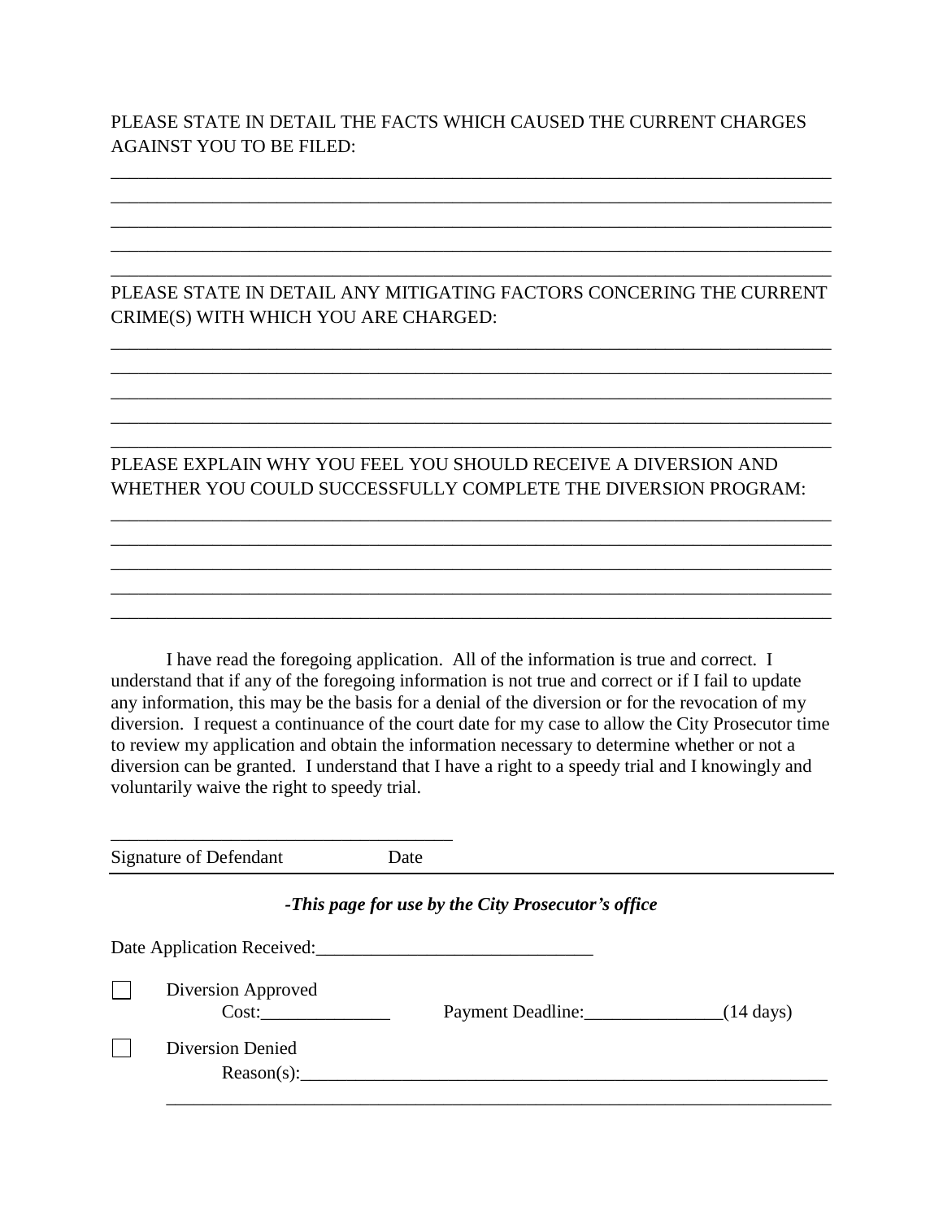PLEASE STATE IN DETAIL THE FACTS WHICH CAUSED THE CURRENT CHARGES AGAINST YOU TO BE FILED:

_______________________________________________________________________________
_______________________________________________________________________________
_______________________________________________________________________________
_______________________________________________________________________________
_______________________________________________________________________________

PLEASE STATE IN DETAIL ANY MITIGATING FACTORS CONCERING THE CURRENT CRIME(S) WITH WHICH YOU ARE CHARGED:

_______________________________________________________________________________
_______________________________________________________________________________
_______________________________________________________________________________
_______________________________________________________________________________
_______________________________________________________________________________

PLEASE EXPLAIN WHY YOU FEEL YOU SHOULD RECEIVE A DIVERSION AND WHETHER YOU COULD SUCCESSFULLY COMPLETE THE DIVERSION PROGRAM:

_______________________________________________________________________________
_______________________________________________________________________________
_______________________________________________________________________________
_______________________________________________________________________________
_______________________________________________________________________________

I have read the foregoing application. All of the information is true and correct. I understand that if any of the foregoing information is not true and correct or if I fail to update any information, this may be the basis for a denial of the diversion or for the revocation of my diversion. I request a continuance of the court date for my case to allow the City Prosecutor time to review my application and obtain the information necessary to determine whether or not a diversion can be granted. I understand that I have a right to a speedy trial and I knowingly and voluntarily waive the right to speedy trial.

_____________________________________
Signature of Defendant Date

***-This page for use by the City Prosecutor's office***

Date Application Received:_____________________________

☐ Diversion Approved
Cost:______________ Payment Deadline:_______________(14 days)

☐ Diversion Denied
Reason(s):_____________________________________________________________
_______________________________________________________________________